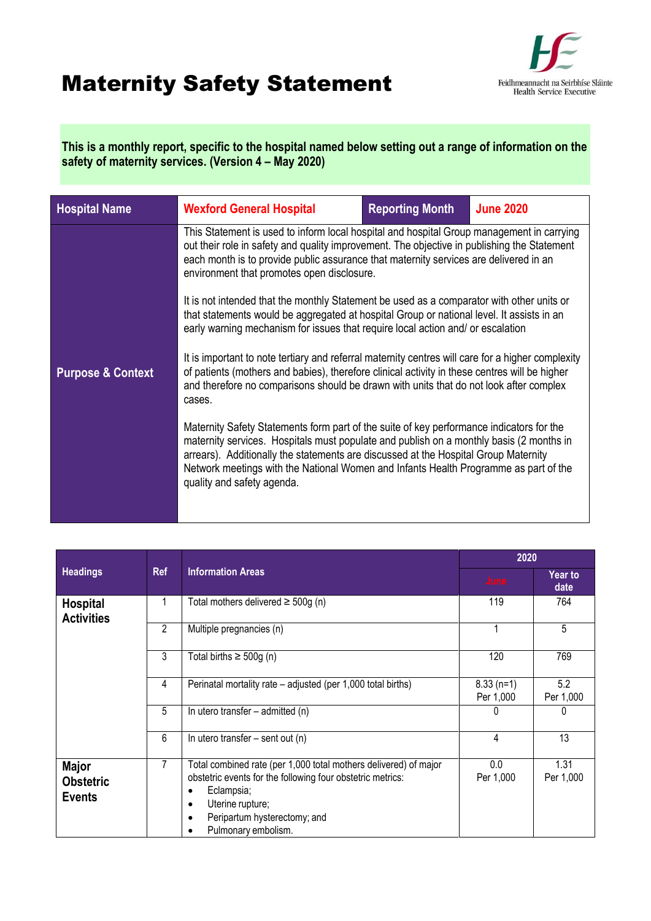# Maternity Safety Statement

Feidhmeannacht na Seirbhíse Sláinte
Health Service Executive

**This is a monthly report, specific to the hospital named below setting out a range of information on the safety of maternity services. (Version 4 – May 2020)**

| Hospital Name | Wexford General Hospital | Reporting Month | June 2020 |
|---|---|---|---|
| Purpose & Context | This Statement is used to inform local hospital and hospital Group management in carrying out their role in safety and quality improvement. The objective in publishing the Statement each month is to provide public assurance that maternity services are delivered in an environment that promotes open disclosure.<br><br>It is not intended that the monthly Statement be used as a comparator with other units or that statements would be aggregated at hospital Group or national level. It assists in an early warning mechanism for issues that require local action and/ or escalation<br><br>It is important to note tertiary and referral maternity centres will care for a higher complexity of patients (mothers and babies), therefore clinical activity in these centres will be higher and therefore no comparisons should be drawn with units that do not look after complex cases.<br><br>Maternity Safety Statements form part of the suite of key performance indicators for the maternity services. Hospitals must populate and publish on a monthly basis (2 months in arrears). Additionally the statements are discussed at the Hospital Group Maternity Network meetings with the National Women and Infants Health Programme as part of the quality and safety agenda. | | |

| Headings | Ref | Information Areas | 2020 | |
|---|---|---|---|---|
| | | | June | Year to date |
| **Hospital Activities** | 1 | Total mothers delivered ≥ 500g (n) | 119 | 764 |
| | 2 | Multiple pregnancies (n) | 1 | 5 |
| | 3 | Total births ≥ 500g (n) | 120 | 769 |
| | 4 | Perinatal mortality rate – adjusted (per 1,000 total births) | 8.33 (n=1) Per 1,000 | 5.2 Per 1,000 |
| | 5 | In utero transfer – admitted (n) | 0 | 0 |
| | 6 | In utero transfer – sent out (n) | 4 | 13 |
| **Major Obstetric Events** | 7 | Total combined rate (per 1,000 total mothers delivered) of major obstetric events for the following four obstetric metrics:<br>• Eclampsia;<br>• Uterine rupture;<br>• Peripartum hysterectomy; and<br>• Pulmonary embolism. | 0.0 Per 1,000 | 1.31 Per 1,000 |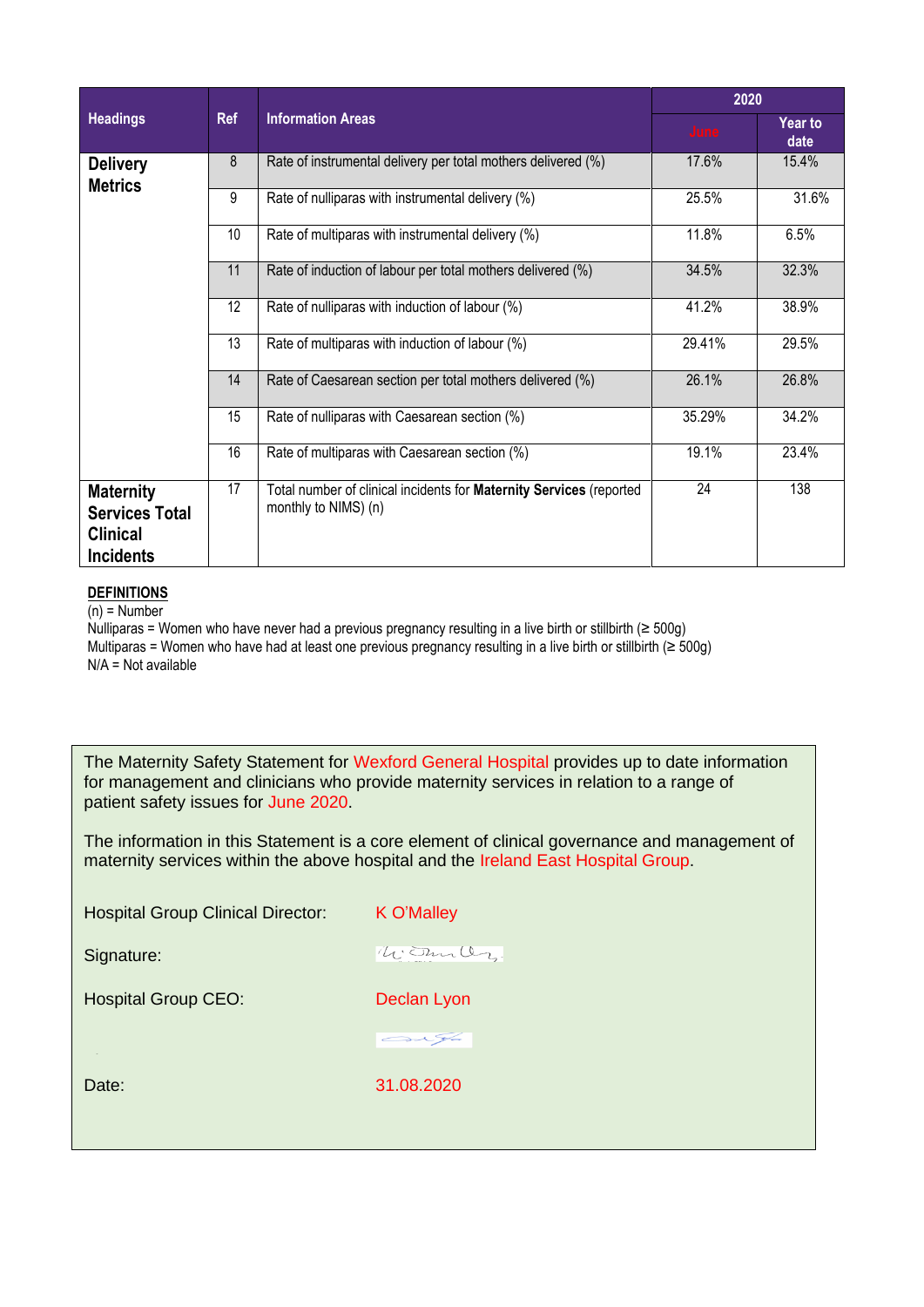| Headings | Ref | Information Areas | 2020 | |
|---|---|---|---|---|
| | | | June | Year to date |
| **Delivery Metrics** | 8 | Rate of instrumental delivery per total mothers delivered (%) | 17.6% | 15.4% |
| | 9 | Rate of nulliparas with instrumental delivery (%) | 25.5% | 31.6% |
| | 10 | Rate of multiparas with instrumental delivery (%) | 11.8% | 6.5% |
| | 11 | Rate of induction of labour per total mothers delivered (%) | 34.5% | 32.3% |
| | 12 | Rate of nulliparas with induction of labour (%) | 41.2% | 38.9% |
| | 13 | Rate of multiparas with induction of labour (%) | 29.41% | 29.5% |
| | 14 | Rate of Caesarean section per total mothers delivered (%) | 26.1% | 26.8% |
| | 15 | Rate of nulliparas with Caesarean section (%) | 35.29% | 34.2% |
| | 16 | Rate of multiparas with Caesarean section (%) | 19.1% | 23.4% |
| **Maternity Services Total Clinical Incidents** | 17 | Total number of clinical incidents for **Maternity Services** (reported monthly to NIMS) (n) | 24 | 138 |

**DEFINITIONS**

(n) = Number

Nulliparas = Women who have never had a previous pregnancy resulting in a live birth or stillbirth (≥ 500g)

Multiparas = Women who have had at least one previous pregnancy resulting in a live birth or stillbirth (≥ 500g)

N/A = Not available

The Maternity Safety Statement for Wexford General Hospital provides up to date information for management and clinicians who provide maternity services in relation to a range of patient safety issues for June 2020.

The information in this Statement is a core element of clinical governance and management of maternity services within the above hospital and the Ireland East Hospital Group.

Hospital Group Clinical Director: K O'Malley

Signature:

Hospital Group CEO: Declan Lyon

Date: 31.08.2020